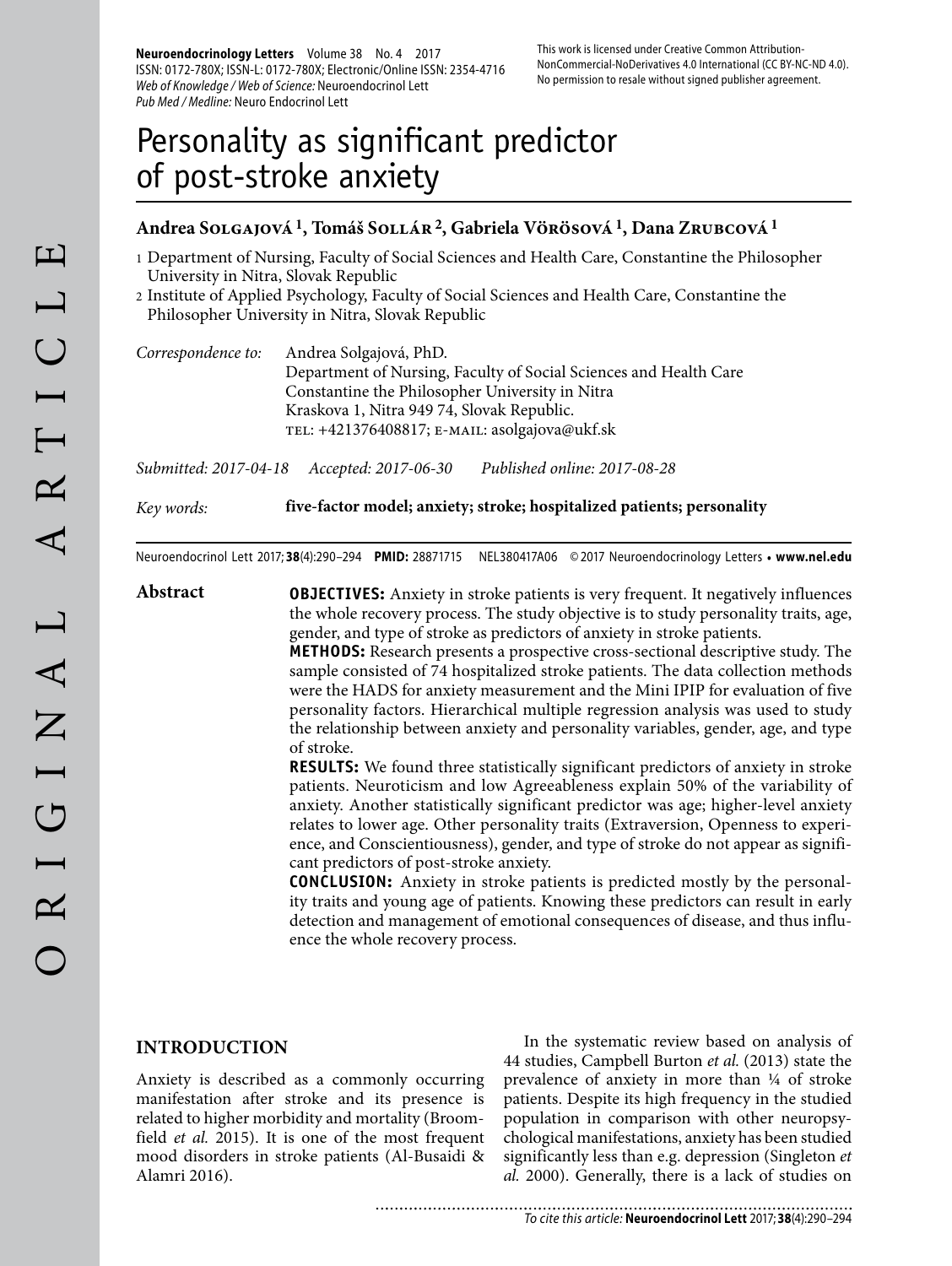# Personality as significant predictor of post-stroke anxiety

**Andrea Solgajová [1], Tomáš Sollár [2], Gabriela Vörösová [1], Dana Zrubcová [1]**

1 Department of Nursing, Faculty of Social Sciences and Health Care, Constantine the Philosopher University in Nitra, Slovak Republic
2 Institute of Applied Psychology, Faculty of Social Sciences and Health Care, Constantine the Philosopher University in Nitra, Slovak Republic

*Correspondence to:* Andrea Solgajová, PhD.
Department of Nursing, Faculty of Social Sciences and Health Care
Constantine the Philosopher University in Nitra
Kraskova 1, Nitra 949 74, Slovak Republic.
TEL: +421376408817; E-MAIL: asolgajova@ukf.sk

*Submitted: 2017-04-18* *Accepted: 2017-06-30* *Published online: 2017-08-28*

*Key words:* **five-factor model; anxiety; stroke; hospitalized patients; personality**

Neuroendocrinol Lett 2017; **38**(4):290–294 **PMID:** 28871715 NEL380417A06 © 2017 Neuroendocrinology Letters • **www.nel.edu**

## Abstract

**OBJECTIVES:** Anxiety in stroke patients is very frequent. It negatively influences the whole recovery process. The study objective is to study personality traits, age, gender, and type of stroke as predictors of anxiety in stroke patients.

**METHODS:** Research presents a prospective cross-sectional descriptive study. The sample consisted of 74 hospitalized stroke patients. The data collection methods were the HADS for anxiety measurement and the Mini IPIP for evaluation of five personality factors. Hierarchical multiple regression analysis was used to study the relationship between anxiety and personality variables, gender, age, and type of stroke.

**RESULTS:** We found three statistically significant predictors of anxiety in stroke patients. Neuroticism and low Agreeableness explain 50% of the variability of anxiety. Another statistically significant predictor was age; higher-level anxiety relates to lower age. Other personality traits (Extraversion, Openness to experience, and Conscientiousness), gender, and type of stroke do not appear as significant predictors of post-stroke anxiety.

**CONCLUSION:** Anxiety in stroke patients is predicted mostly by the personality traits and young age of patients. Knowing these predictors can result in early detection and management of emotional consequences of disease, and thus influence the whole recovery process.

## INTRODUCTION

Anxiety is described as a commonly occurring manifestation after stroke and its presence is related to higher morbidity and mortality (Broomfield *et al.* 2015). It is one of the most frequent mood disorders in stroke patients (Al-Busaidi & Alamri 2016).

In the systematic review based on analysis of 44 studies, Campbell Burton *et al.* (2013) state the prevalence of anxiety in more than ¼ of stroke patients. Despite its high frequency in the studied population in comparison with other neuropsychological manifestations, anxiety has been studied significantly less than e.g. depression (Singleton *et al.* 2000). Generally, there is a lack of studies on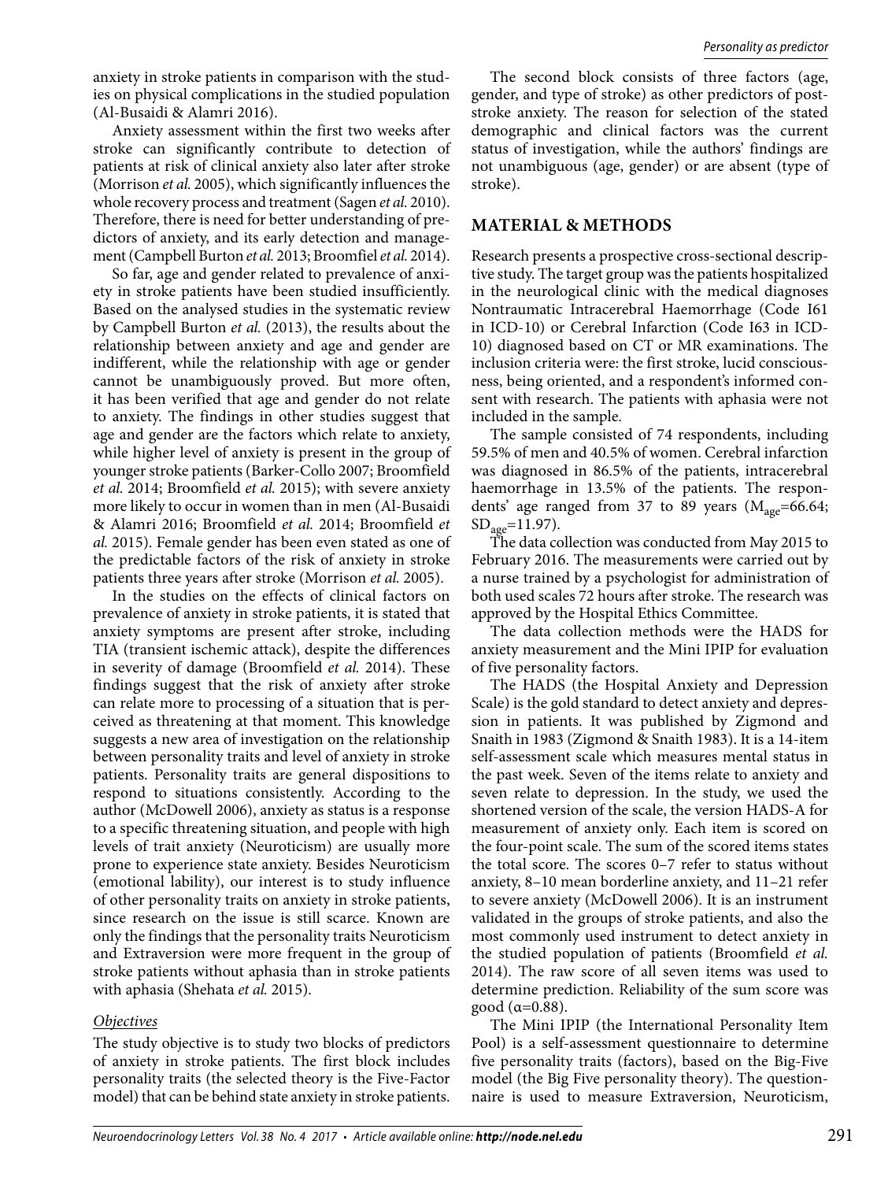anxiety in stroke patients in comparison with the studies on physical complications in the studied population (Al-Busaidi & Alamri 2016).

Anxiety assessment within the first two weeks after stroke can significantly contribute to detection of patients at risk of clinical anxiety also later after stroke (Morrison *et al.* 2005), which significantly influences the whole recovery process and treatment (Sagen *et al.* 2010). Therefore, there is need for better understanding of predictors of anxiety, and its early detection and management (Campbell Burton *et al.* 2013; Broomfiel *et al.* 2014).

So far, age and gender related to prevalence of anxiety in stroke patients have been studied insufficiently. Based on the analysed studies in the systematic review by Campbell Burton *et al.* (2013), the results about the relationship between anxiety and age and gender are indifferent, while the relationship with age or gender cannot be unambiguously proved. But more often, it has been verified that age and gender do not relate to anxiety. The findings in other studies suggest that age and gender are the factors which relate to anxiety, while higher level of anxiety is present in the group of younger stroke patients (Barker-Collo 2007; Broomfield *et al.* 2014; Broomfield *et al.* 2015); with severe anxiety more likely to occur in women than in men (Al-Busaidi & Alamri 2016; Broomfield *et al.* 2014; Broomfield *et al.* 2015). Female gender has been even stated as one of the predictable factors of the risk of anxiety in stroke patients three years after stroke (Morrison *et al.* 2005).

In the studies on the effects of clinical factors on prevalence of anxiety in stroke patients, it is stated that anxiety symptoms are present after stroke, including TIA (transient ischemic attack), despite the differences in severity of damage (Broomfield *et al.* 2014). These findings suggest that the risk of anxiety after stroke can relate more to processing of a situation that is perceived as threatening at that moment. This knowledge suggests a new area of investigation on the relationship between personality traits and level of anxiety in stroke patients. Personality traits are general dispositions to respond to situations consistently. According to the author (McDowell 2006), anxiety as status is a response to a specific threatening situation, and people with high levels of trait anxiety (Neuroticism) are usually more prone to experience state anxiety. Besides Neuroticism (emotional lability), our interest is to study influence of other personality traits on anxiety in stroke patients, since research on the issue is still scarce. Known are only the findings that the personality traits Neuroticism and Extraversion were more frequent in the group of stroke patients without aphasia than in stroke patients with aphasia (Shehata *et al.* 2015).

### *Objectives*

The study objective is to study two blocks of predictors of anxiety in stroke patients. The first block includes personality traits (the selected theory is the Five-Factor model) that can be behind state anxiety in stroke patients.

The second block consists of three factors (age, gender, and type of stroke) as other predictors of post-stroke anxiety. The reason for selection of the stated demographic and clinical factors was the current status of investigation, while the authors' findings are not unambiguous (age, gender) or are absent (type of stroke).

## MATERIAL & METHODS

Research presents a prospective cross-sectional descriptive study. The target group was the patients hospitalized in the neurological clinic with the medical diagnoses Nontraumatic Intracerebral Haemorrhage (Code I61 in ICD-10) or Cerebral Infarction (Code I63 in ICD-10) diagnosed based on CT or MR examinations. The inclusion criteria were: the first stroke, lucid consciousness, being oriented, and a respondent's informed consent with research. The patients with aphasia were not included in the sample.

The sample consisted of 74 respondents, including 59.5% of men and 40.5% of women. Cerebral infarction was diagnosed in 86.5% of the patients, intracerebral haemorrhage in 13.5% of the patients. The respondents' age ranged from 37 to 89 years ($M_{age}$=66.64; $SD_{age}$=11.97).

The data collection was conducted from May 2015 to February 2016. The measurements were carried out by a nurse trained by a psychologist for administration of both used scales 72 hours after stroke. The research was approved by the Hospital Ethics Committee.

The data collection methods were the HADS for anxiety measurement and the Mini IPIP for evaluation of five personality factors.

The HADS (the Hospital Anxiety and Depression Scale) is the gold standard to detect anxiety and depression in patients. It was published by Zigmond and Snaith in 1983 (Zigmond & Snaith 1983). It is a 14-item self-assessment scale which measures mental status in the past week. Seven of the items relate to anxiety and seven relate to depression. In the study, we used the shortened version of the scale, the version HADS-A for measurement of anxiety only. Each item is scored on the four-point scale. The sum of the scored items states the total score. The scores 0–7 refer to status without anxiety, 8–10 mean borderline anxiety, and 11–21 refer to severe anxiety (McDowell 2006). It is an instrument validated in the groups of stroke patients, and also the most commonly used instrument to detect anxiety in the studied population of patients (Broomfield *et al.* 2014). The raw score of all seven items was used to determine prediction. Reliability of the sum score was good ($\alpha$=0.88).

The Mini IPIP (the International Personality Item Pool) is a self-assessment questionnaire to determine five personality traits (factors), based on the Big-Five model (the Big Five personality theory). The questionnaire is used to measure Extraversion, Neuroticism,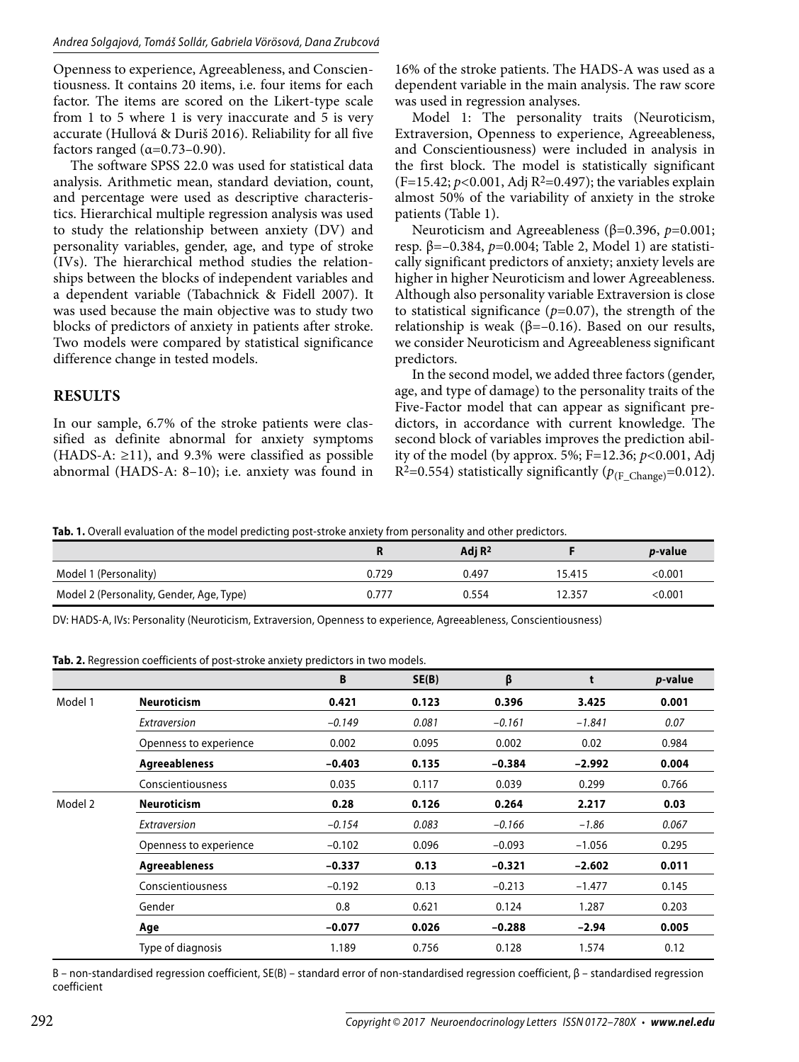Openness to experience, Agreeableness, and Conscientiousness. It contains 20 items, i.e. four items for each factor. The items are scored on the Likert-type scale from 1 to 5 where 1 is very inaccurate and 5 is very accurate (Hullová & Ďuriš 2016). Reliability for all five factors ranged (α=0.73–0.90).

The software SPSS 22.0 was used for statistical data analysis. Arithmetic mean, standard deviation, count, and percentage were used as descriptive characteristics. Hierarchical multiple regression analysis was used to study the relationship between anxiety (DV) and personality variables, gender, age, and type of stroke (IVs). The hierarchical method studies the relationships between the blocks of independent variables and a dependent variable (Tabachnick & Fidell 2007). It was used because the main objective was to study two blocks of predictors of anxiety in patients after stroke. Two models were compared by statistical significance difference change in tested models.

## RESULTS

In our sample, 6.7% of the stroke patients were classified as definite abnormal for anxiety symptoms (HADS-A: ≥11), and 9.3% were classified as possible abnormal (HADS-A: 8–10); i.e. anxiety was found in 16% of the stroke patients. The HADS-A was used as a dependent variable in the main analysis. The raw score was used in regression analyses.

Model 1: The personality traits (Neuroticism, Extraversion, Openness to experience, Agreeableness, and Conscientiousness) were included in analysis in the first block. The model is statistically significant (F=15.42; $p<0.001$, Adj $R^2$=0.497); the variables explain almost 50% of the variability of anxiety in the stroke patients (Table 1).

Neuroticism and Agreeableness (β=0.396, $p$=0.001; resp. β=−0.384, $p$=0.004; Table 2, Model 1) are statistically significant predictors of anxiety; anxiety levels are higher in higher Neuroticism and lower Agreeableness. Although also personality variable Extraversion is close to statistical significance ($p$=0.07), the strength of the relationship is weak (β=−0.16). Based on our results, we consider Neuroticism and Agreeableness significant predictors.

In the second model, we added three factors (gender, age, and type of damage) to the personality traits of the Five-Factor model that can appear as significant predictors, in accordance with current knowledge. The second block of variables improves the prediction ability of the model (by approx. 5%; F=12.36; $p<0.001$, Adj $R^2$=0.554) statistically significantly ($p_{(F\_Change)}$=0.012).

**Tab. 1.** Overall evaluation of the model predicting post-stroke anxiety from personality and other predictors.

| | R | Adj $R^2$ | F | *p*-value |
|---|---|---|---|---|
| Model 1 (Personality) | 0.729 | 0.497 | 15.415 | <0.001 |
| Model 2 (Personality, Gender, Age, Type) | 0.777 | 0.554 | 12.357 | <0.001 |

DV: HADS-A, IVs: Personality (Neuroticism, Extraversion, Openness to experience, Agreeableness, Conscientiousness)

**Tab. 2.** Regression coefficients of post-stroke anxiety predictors in two models.

| | | B | SE(B) | β | t | *p*-value |
|---|---|---|---|---|---|---|
| Model 1 | **Neuroticism** | **0.421** | **0.123** | **0.396** | **3.425** | **0.001** |
| | *Extraversion* | *−0.149* | *0.081* | *−0.161* | *−1.841* | *0.07* |
| | Openness to experience | 0.002 | 0.095 | 0.002 | 0.02 | 0.984 |
| | **Agreeableness** | **−0.403** | **0.135** | **−0.384** | **−2.992** | **0.004** |
| | Conscientiousness | 0.035 | 0.117 | 0.039 | 0.299 | 0.766 |
| Model 2 | **Neuroticism** | **0.28** | **0.126** | **0.264** | **2.217** | **0.03** |
| | *Extraversion* | *−0.154* | *0.083* | *−0.166* | *−1.86* | *0.067* |
| | Openness to experience | −0.102 | 0.096 | −0.093 | −1.056 | 0.295 |
| | **Agreeableness** | **−0.337** | **0.13** | **−0.321** | **−2.602** | **0.011** |
| | Conscientiousness | −0.192 | 0.13 | −0.213 | −1.477 | 0.145 |
| | Gender | 0.8 | 0.621 | 0.124 | 1.287 | 0.203 |
| | **Age** | **−0.077** | **0.026** | **−0.288** | **−2.94** | **0.005** |
| | Type of diagnosis | 1.189 | 0.756 | 0.128 | 1.574 | 0.12 |

B – non-standardised regression coefficient, SE(B) – standard error of non-standardised regression coefficient, β – standardised regression coefficient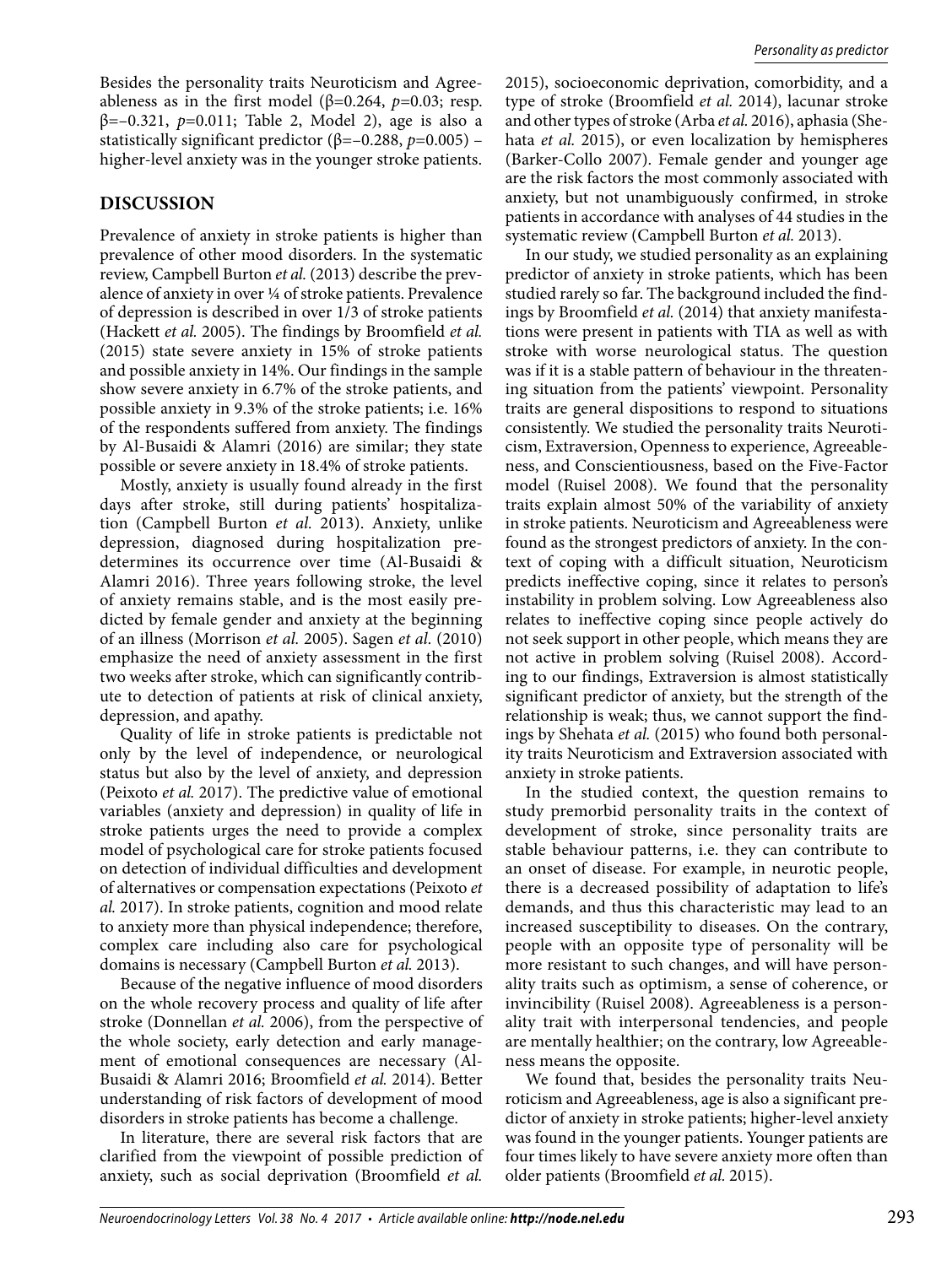Besides the personality traits Neuroticism and Agreeableness as in the first model ($\beta$=0.264, $p$=0.03; resp. $\beta$=−0.321, $p$=0.011; Table 2, Model 2), age is also a statistically significant predictor ($\beta$=−0.288, $p$=0.005) – higher-level anxiety was in the younger stroke patients.

## DISCUSSION

Prevalence of anxiety in stroke patients is higher than prevalence of other mood disorders. In the systematic review, Campbell Burton *et al.* (2013) describe the prevalence of anxiety in over ¼ of stroke patients. Prevalence of depression is described in over 1/3 of stroke patients (Hackett *et al.* 2005). The findings by Broomfield *et al.* (2015) state severe anxiety in 15% of stroke patients and possible anxiety in 14%. Our findings in the sample show severe anxiety in 6.7% of the stroke patients, and possible anxiety in 9.3% of the stroke patients; i.e. 16% of the respondents suffered from anxiety. The findings by Al-Busaidi & Alamri (2016) are similar; they state possible or severe anxiety in 18.4% of stroke patients.

Mostly, anxiety is usually found already in the first days after stroke, still during patients' hospitalization (Campbell Burton *et al.* 2013). Anxiety, unlike depression, diagnosed during hospitalization predetermines its occurrence over time (Al-Busaidi & Alamri 2016). Three years following stroke, the level of anxiety remains stable, and is the most easily predicted by female gender and anxiety at the beginning of an illness (Morrison *et al.* 2005). Sagen *et al.* (2010) emphasize the need of anxiety assessment in the first two weeks after stroke, which can significantly contribute to detection of patients at risk of clinical anxiety, depression, and apathy.

Quality of life in stroke patients is predictable not only by the level of independence, or neurological status but also by the level of anxiety, and depression (Peixoto *et al.* 2017). The predictive value of emotional variables (anxiety and depression) in quality of life in stroke patients urges the need to provide a complex model of psychological care for stroke patients focused on detection of individual difficulties and development of alternatives or compensation expectations (Peixoto *et al.* 2017). In stroke patients, cognition and mood relate to anxiety more than physical independence; therefore, complex care including also care for psychological domains is necessary (Campbell Burton *et al.* 2013).

Because of the negative influence of mood disorders on the whole recovery process and quality of life after stroke (Donnellan *et al.* 2006), from the perspective of the whole society, early detection and early management of emotional consequences are necessary (Al-Busaidi & Alamri 2016; Broomfield *et al.* 2014). Better understanding of risk factors of development of mood disorders in stroke patients has become a challenge.

In literature, there are several risk factors that are clarified from the viewpoint of possible prediction of anxiety, such as social deprivation (Broomfield *et al.* 2015), socioeconomic deprivation, comorbidity, and a type of stroke (Broomfield *et al.* 2014), lacunar stroke and other types of stroke (Arba *et al.* 2016), aphasia (Shehata *et al.* 2015), or even localization by hemispheres (Barker-Collo 2007). Female gender and younger age are the risk factors the most commonly associated with anxiety, but not unambiguously confirmed, in stroke patients in accordance with analyses of 44 studies in the systematic review (Campbell Burton *et al.* 2013).

In our study, we studied personality as an explaining predictor of anxiety in stroke patients, which has been studied rarely so far. The background included the findings by Broomfield *et al.* (2014) that anxiety manifestations were present in patients with TIA as well as with stroke with worse neurological status. The question was if it is a stable pattern of behaviour in the threatening situation from the patients' viewpoint. Personality traits are general dispositions to respond to situations consistently. We studied the personality traits Neuroticism, Extraversion, Openness to experience, Agreeableness, and Conscientiousness, based on the Five-Factor model (Ruisel 2008). We found that the personality traits explain almost 50% of the variability of anxiety in stroke patients. Neuroticism and Agreeableness were found as the strongest predictors of anxiety. In the context of coping with a difficult situation, Neuroticism predicts ineffective coping, since it relates to person's instability in problem solving. Low Agreeableness also relates to ineffective coping since people actively do not seek support in other people, which means they are not active in problem solving (Ruisel 2008). According to our findings, Extraversion is almost statistically significant predictor of anxiety, but the strength of the relationship is weak; thus, we cannot support the findings by Shehata *et al.* (2015) who found both personality traits Neuroticism and Extraversion associated with anxiety in stroke patients.

In the studied context, the question remains to study premorbid personality traits in the context of development of stroke, since personality traits are stable behaviour patterns, i.e. they can contribute to an onset of disease. For example, in neurotic people, there is a decreased possibility of adaptation to life's demands, and thus this characteristic may lead to an increased susceptibility to diseases. On the contrary, people with an opposite type of personality will be more resistant to such changes, and will have personality traits such as optimism, a sense of coherence, or invincibility (Ruisel 2008). Agreeableness is a personality trait with interpersonal tendencies, and people are mentally healthier; on the contrary, low Agreeableness means the opposite.

We found that, besides the personality traits Neuroticism and Agreeableness, age is also a significant predictor of anxiety in stroke patients; higher-level anxiety was found in the younger patients. Younger patients are four times likely to have severe anxiety more often than older patients (Broomfield *et al.* 2015).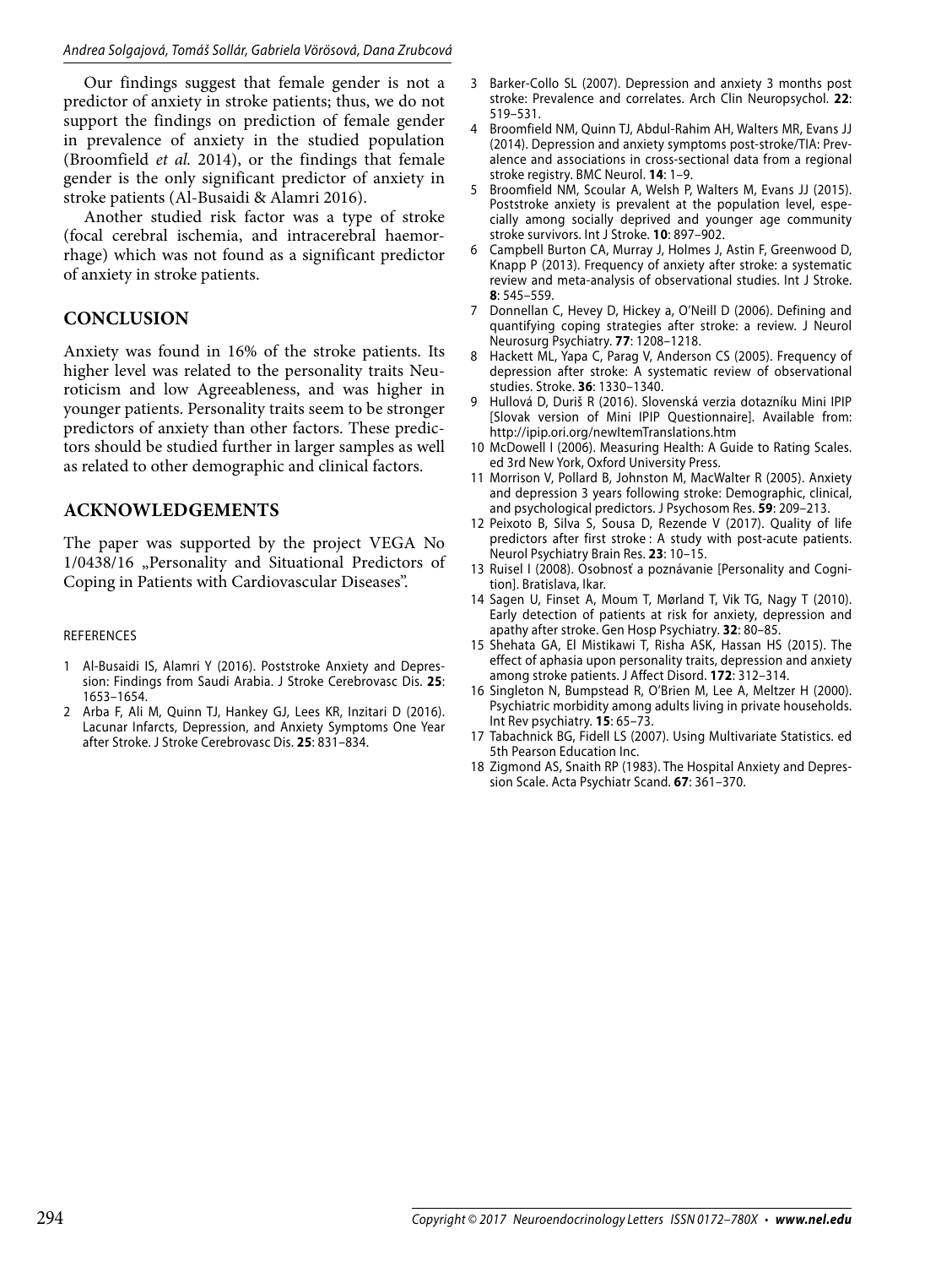Our findings suggest that female gender is not a predictor of anxiety in stroke patients; thus, we do not support the findings on prediction of female gender in prevalence of anxiety in the studied population (Broomfield *et al.* 2014), or the findings that female gender is the only significant predictor of anxiety in stroke patients (Al-Busaidi & Alamri 2016).

Another studied risk factor was a type of stroke (focal cerebral ischemia, and intracerebral haemorrhage) which was not found as a significant predictor of anxiety in stroke patients.

## CONCLUSION

Anxiety was found in 16% of the stroke patients. Its higher level was related to the personality traits Neuroticism and low Agreeableness, and was higher in younger patients. Personality traits seem to be stronger predictors of anxiety than other factors. These predictors should be studied further in larger samples as well as related to other demographic and clinical factors.

## ACKNOWLEDGEMENTS

The paper was supported by the project VEGA No 1/0438/16 „Personality and Situational Predictors of Coping in Patients with Cardiovascular Diseases".

REFERENCES

1. Al-Busaidi IS, Alamri Y (2016). Poststroke Anxiety and Depression: Findings from Saudi Arabia. J Stroke Cerebrovasc Dis. **25**: 1653–1654.
2. Arba F, Ali M, Quinn TJ, Hankey GJ, Lees KR, Inzitari D (2016). Lacunar Infarcts, Depression, and Anxiety Symptoms One Year after Stroke. J Stroke Cerebrovasc Dis. **25**: 831–834.
3. Barker-Collo SL (2007). Depression and anxiety 3 months post stroke: Prevalence and correlates. Arch Clin Neuropsychol. **22**: 519–531.
4. Broomfield NM, Quinn TJ, Abdul-Rahim AH, Walters MR, Evans JJ (2014). Depression and anxiety symptoms post-stroke/TIA: Prevalence and associations in cross-sectional data from a regional stroke registry. BMC Neurol. **14**: 1–9.
5. Broomfield NM, Scoular A, Welsh P, Walters M, Evans JJ (2015). Poststroke anxiety is prevalent at the population level, especially among socially deprived and younger age community stroke survivors. Int J Stroke. **10**: 897–902.
6. Campbell Burton CA, Murray J, Holmes J, Astin F, Greenwood D, Knapp P (2013). Frequency of anxiety after stroke: a systematic review and meta-analysis of observational studies. Int J Stroke. **8**: 545–559.
7. Donnellan C, Hevey D, Hickey a, O'Neill D (2006). Defining and quantifying coping strategies after stroke: a review. J Neurol Neurosurg Psychiatry. **77**: 1208–1218.
8. Hackett ML, Yapa C, Parag V, Anderson CS (2005). Frequency of depression after stroke: A systematic review of observational studies. Stroke. **36**: 1330–1340.
9. Hullová D, Duriš R (2016). Slovenská verzia dotazníku Mini IPIP [Slovak version of Mini IPIP Questionnaire]. Available from: http://ipip.ori.org/newItemTranslations.htm
10. McDowell I (2006). Measuring Health: A Guide to Rating Scales. ed 3rd New York, Oxford University Press.
11. Morrison V, Pollard B, Johnston M, MacWalter R (2005). Anxiety and depression 3 years following stroke: Demographic, clinical, and psychological predictors. J Psychosom Res. **59**: 209–213.
12. Peixoto B, Silva S, Sousa D, Rezende V (2017). Quality of life predictors after first stroke : A study with post-acute patients. Neurol Psychiatry Brain Res. **23**: 10–15.
13. Ruisel I (2008). Osobnosť a poznávanie [Personality and Cognition]. Bratislava, Ikar.
14. Sagen U, Finset A, Moum T, Mørland T, Vik TG, Nagy T (2010). Early detection of patients at risk for anxiety, depression and apathy after stroke. Gen Hosp Psychiatry. **32**: 80–85.
15. Shehata GA, El Mistikawi T, Risha ASK, Hassan HS (2015). The effect of aphasia upon personality traits, depression and anxiety among stroke patients. J Affect Disord. **172**: 312–314.
16. Singleton N, Bumpstead R, O'Brien M, Lee A, Meltzer H (2000). Psychiatric morbidity among adults living in private households. Int Rev psychiatry. **15**: 65–73.
17. Tabachnick BG, Fidell LS (2007). Using Multivariate Statistics. ed 5th Pearson Education Inc.
18. Zigmond AS, Snaith RP (1983). The Hospital Anxiety and Depression Scale. Acta Psychiatr Scand. **67**: 361–370.